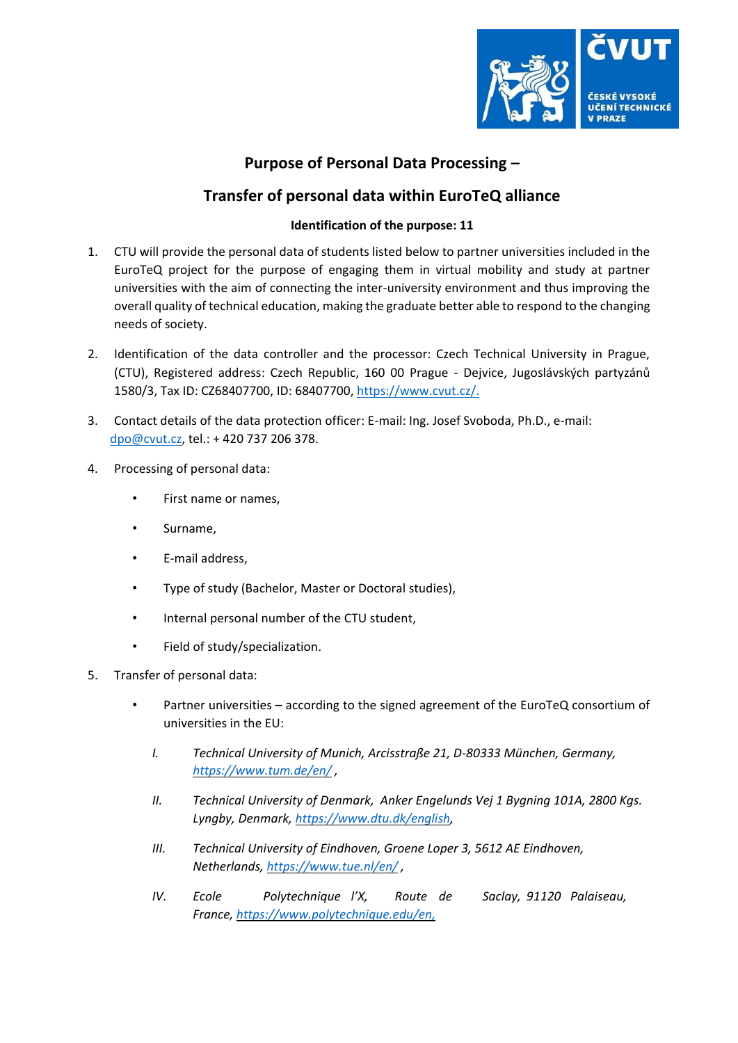# Purpose of Personal Data Processing –

# Transfer of personal data within EuroTeQ alliance

**Identification of the purpose: 11**

1. CTU will provide the personal data of students listed below to partner universities included in the EuroTeQ project for the purpose of engaging them in virtual mobility and study at partner universities with the aim of connecting the inter-university environment and thus improving the overall quality of technical education, making the graduate better able to respond to the changing needs of society.

2. Identification of the data controller and the processor: Czech Technical University in Prague, (CTU), Registered address: Czech Republic, 160 00 Prague - Dejvice, Jugoslávských partyzánů 1580/3, Tax ID: CZ68407700, ID: 68407700, https://www.cvut.cz/.

3. Contact details of the data protection officer: E-mail: Ing. Josef Svoboda, Ph.D., e-mail: dpo@cvut.cz, tel.: + 420 737 206 378.

4. Processing of personal data:

   - First name or names,
   - Surname,
   - E-mail address,
   - Type of study (Bachelor, Master or Doctoral studies),
   - Internal personal number of the CTU student,
   - Field of study/specialization.

5. Transfer of personal data:

   - Partner universities – according to the signed agreement of the EuroTeQ consortium of universities in the EU:

     I. *Technical University of Munich, Arcisstraße 21, D-80333 München, Germany, https://www.tum.de/en/ ,*

     II. *Technical University of Denmark, Anker Engelunds Vej 1 Bygning 101A, 2800 Kgs. Lyngby, Denmark, https://www.dtu.dk/english,*

     III. *Technical University of Eindhoven, Groene Loper 3, 5612 AE Eindhoven, Netherlands, https://www.tue.nl/en/ ,*

     IV. *Ecole Polytechnique l'X, Route de Saclay, 91120 Palaiseau, France, https://www.polytechnique.edu/en,*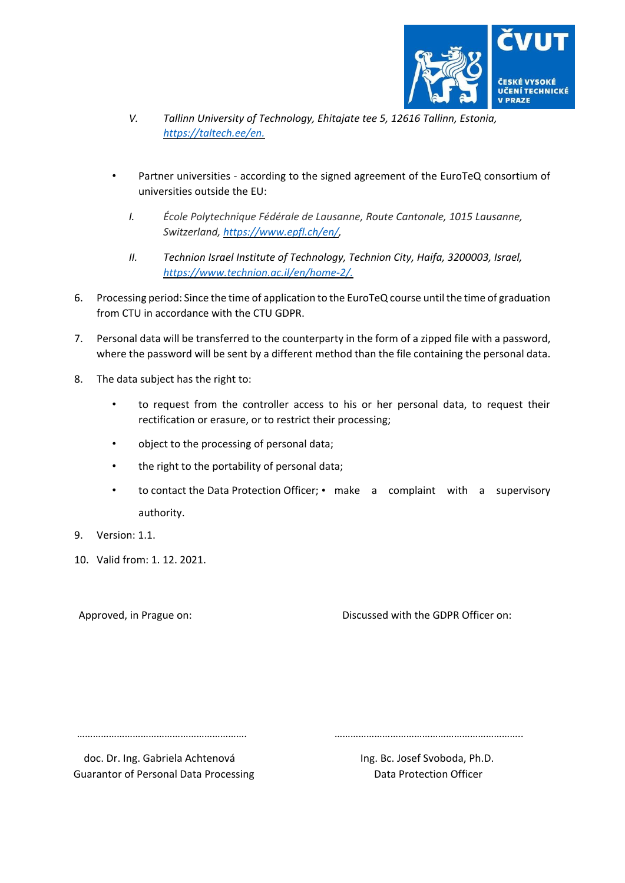V. *Tallinn University of Technology, Ehitajate tee 5, 12616 Tallinn, Estonia, https://taltech.ee/en.*

- Partner universities - according to the signed agreement of the EuroTeQ consortium of universities outside the EU:

  I. *École Polytechnique Fédérale de Lausanne, Route Cantonale, 1015 Lausanne, Switzerland, https://www.epfl.ch/en/,*

  II. *Technion Israel Institute of Technology, Technion City, Haifa, 3200003, Israel, https://www.technion.ac.il/en/home-2/.*

6. Processing period: Since the time of application to the EuroTeQ course until the time of graduation from CTU in accordance with the CTU GDPR.

7. Personal data will be transferred to the counterparty in the form of a zipped file with a password, where the password will be sent by a different method than the file containing the personal data.

8. The data subject has the right to:

   - to request from the controller access to his or her personal data, to request their rectification or erasure, or to restrict their processing;
   - object to the processing of personal data;
   - the right to the portability of personal data;
   - to contact the Data Protection Officer; • make a complaint with a supervisory authority.

9. Version: 1.1.

10. Valid from: 1. 12. 2021.

Approved, in Prague on:

Discussed with the GDPR Officer on:

……………………………………………………

doc. Dr. Ing. Gabriela Achtenová
Guarantor of Personal Data Processing

……………………………………………………

Ing. Bc. Josef Svoboda, Ph.D.
Data Protection Officer